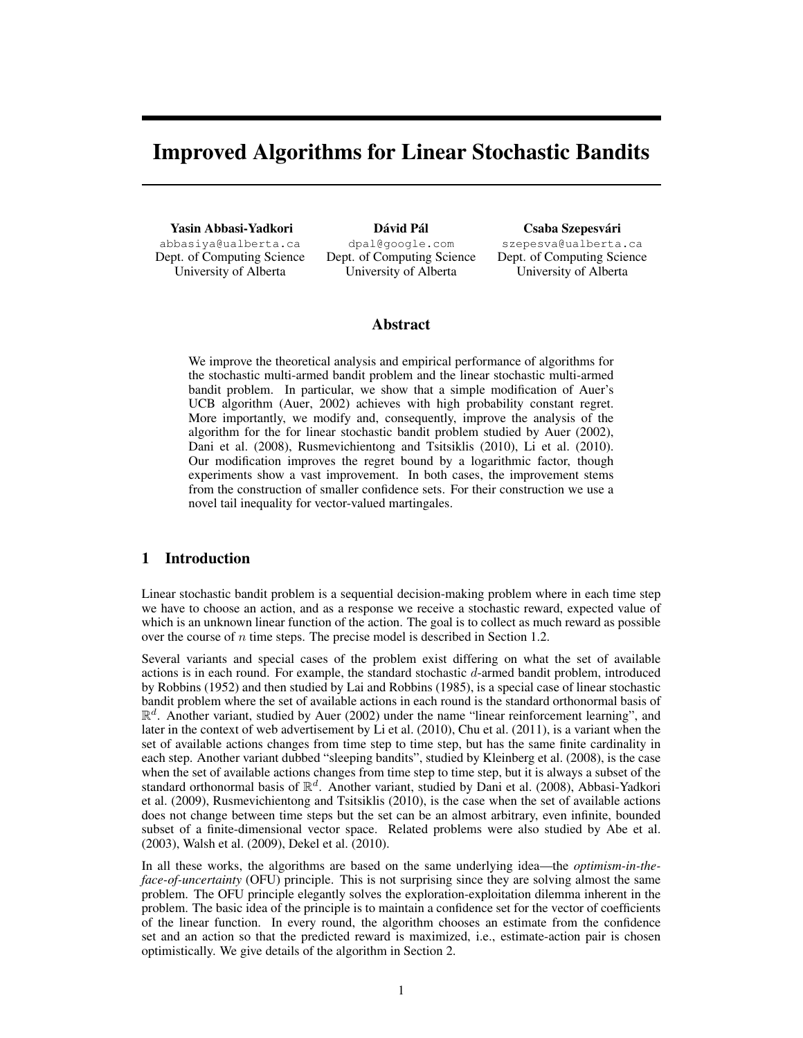# Improved Algorithms for Linear Stochastic Bandits

**Yasin Abbasi-Yadkori**
abbasiya@ualberta.ca
Dept. of Computing Science
University of Alberta

**Dávid Pál**
dpal@google.com
Dept. of Computing Science
University of Alberta

**Csaba Szepesvári**
szepesva@ualberta.ca
Dept. of Computing Science
University of Alberta

## Abstract

We improve the theoretical analysis and empirical performance of algorithms for the stochastic multi-armed bandit problem and the linear stochastic multi-armed bandit problem. In particular, we show that a simple modification of Auer's UCB algorithm (Auer, 2002) achieves with high probability constant regret. More importantly, we modify and, consequently, improve the analysis of the algorithm for the for linear stochastic bandit problem studied by Auer (2002), Dani et al. (2008), Rusmevichientong and Tsitsiklis (2010), Li et al. (2010). Our modification improves the regret bound by a logarithmic factor, though experiments show a vast improvement. In both cases, the improvement stems from the construction of smaller confidence sets. For their construction we use a novel tail inequality for vector-valued martingales.

## 1 Introduction

Linear stochastic bandit problem is a sequential decision-making problem where in each time step we have to choose an action, and as a response we receive a stochastic reward, expected value of which is an unknown linear function of the action. The goal is to collect as much reward as possible over the course of $n$ time steps. The precise model is described in Section 1.2.

Several variants and special cases of the problem exist differing on what the set of available actions is in each round. For example, the standard stochastic $d$-armed bandit problem, introduced by Robbins (1952) and then studied by Lai and Robbins (1985), is a special case of linear stochastic bandit problem where the set of available actions in each round is the standard orthonormal basis of $\mathbb{R}^d$. Another variant, studied by Auer (2002) under the name "linear reinforcement learning", and later in the context of web advertisement by Li et al. (2010), Chu et al. (2011), is a variant when the set of available actions changes from time step to time step, but has the same finite cardinality in each step. Another variant dubbed "sleeping bandits", studied by Kleinberg et al. (2008), is the case when the set of available actions changes from time step to time step, but it is always a subset of the standard orthonormal basis of $\mathbb{R}^d$. Another variant, studied by Dani et al. (2008), Abbasi-Yadkori et al. (2009), Rusmevichientong and Tsitsiklis (2010), is the case when the set of available actions does not change between time steps but the set can be an almost arbitrary, even infinite, bounded subset of a finite-dimensional vector space. Related problems were also studied by Abe et al. (2003), Walsh et al. (2009), Dekel et al. (2010).

In all these works, the algorithms are based on the same underlying idea—the *optimism-in-the-face-of-uncertainty* (OFU) principle. This is not surprising since they are solving almost the same problem. The OFU principle elegantly solves the exploration-exploitation dilemma inherent in the problem. The basic idea of the principle is to maintain a confidence set for the vector of coefficients of the linear function. In every round, the algorithm chooses an estimate from the confidence set and an action so that the predicted reward is maximized, i.e., estimate-action pair is chosen optimistically. We give details of the algorithm in Section 2.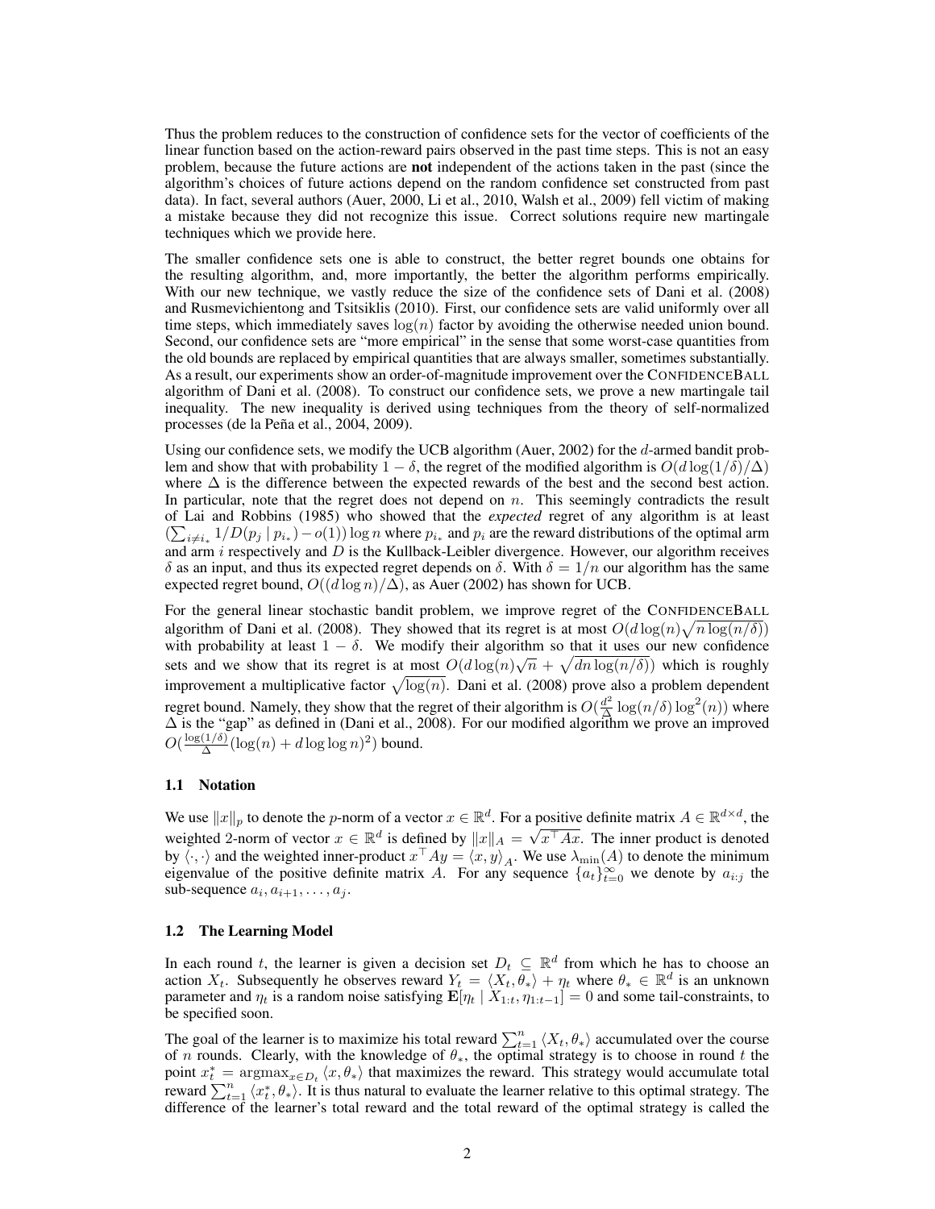Thus the problem reduces to the construction of confidence sets for the vector of coefficients of the linear function based on the action-reward pairs observed in the past time steps. This is not an easy problem, because the future actions are **not** independent of the actions taken in the past (since the algorithm's choices of future actions depend on the random confidence set constructed from past data). In fact, several authors (Auer, 2000, Li et al., 2010, Walsh et al., 2009) fell victim of making a mistake because they did not recognize this issue. Correct solutions require new martingale techniques which we provide here.

The smaller confidence sets one is able to construct, the better regret bounds one obtains for the resulting algorithm, and, more importantly, the better the algorithm performs empirically. With our new technique, we vastly reduce the size of the confidence sets of Dani et al. (2008) and Rusmevichientong and Tsitsiklis (2010). First, our confidence sets are valid uniformly over all time steps, which immediately saves $\log(n)$ factor by avoiding the otherwise needed union bound. Second, our confidence sets are "more empirical" in the sense that some worst-case quantities from the old bounds are replaced by empirical quantities that are always smaller, sometimes substantially. As a result, our experiments show an order-of-magnitude improvement over the CONFIDENCEBALL algorithm of Dani et al. (2008). To construct our confidence sets, we prove a new martingale tail inequality. The new inequality is derived using techniques from the theory of self-normalized processes (de la Peña et al., 2004, 2009).

Using our confidence sets, we modify the UCB algorithm (Auer, 2002) for the $d$-armed bandit problem and show that with probability $1 - \delta$, the regret of the modified algorithm is $O(d \log(1/\delta)/\Delta)$ where $\Delta$ is the difference between the expected rewards of the best and the second best action. In particular, note that the regret does not depend on $n$. This seemingly contradicts the result of Lai and Robbins (1985) who showed that the *expected* regret of any algorithm is at least $(\sum_{i \neq i_*} 1/D(p_j \mid p_{i_*}) - o(1)) \log n$ where $p_{i_*}$ and $p_i$ are the reward distributions of the optimal arm and arm $i$ respectively and $D$ is the Kullback-Leibler divergence. However, our algorithm receives $\delta$ as an input, and thus its expected regret depends on $\delta$. With $\delta = 1/n$ our algorithm has the same expected regret bound, $O((d \log n)/\Delta)$, as Auer (2002) has shown for UCB.

For the general linear stochastic bandit problem, we improve regret of the CONFIDENCEBALL algorithm of Dani et al. (2008). They showed that its regret is at most $O(d \log(n) \sqrt{n \log(n/\delta)})$ with probability at least $1 - \delta$. We modify their algorithm so that it uses our new confidence sets and we show that its regret is at most $O(d \log(n) \sqrt{n} + \sqrt{dn \log(n/\delta)})$ which is roughly improvement a multiplicative factor $\sqrt{\log(n)}$. Dani et al. (2008) prove also a problem dependent regret bound. Namely, they show that the regret of their algorithm is $O(\frac{d^2}{\Delta} \log(n/\delta) \log^2(n))$ where $\Delta$ is the "gap" as defined in (Dani et al., 2008). For our modified algorithm we prove an improved $O(\frac{\log(1/\delta)}{\Delta} (\log(n) + d \log \log n)^2)$ bound.

### 1.1 Notation

We use $\|x\|_p$ to denote the $p$-norm of a vector $x \in \mathbb{R}^d$. For a positive definite matrix $A \in \mathbb{R}^{d \times d}$, the weighted 2-norm of vector $x \in \mathbb{R}^d$ is defined by $\|x\|_A = \sqrt{x^\top A x}$. The inner product is denoted by $\langle \cdot, \cdot \rangle$ and the weighted inner-product $x^\top A y = \langle x, y \rangle_A$. We use $\lambda_{\min}(A)$ to denote the minimum eigenvalue of the positive definite matrix $A$. For any sequence $\{a_t\}_{t=0}^\infty$ we denote by $a_{i:j}$ the sub-sequence $a_i, a_{i+1}, \ldots, a_j$.

### 1.2 The Learning Model

In each round $t$, the learner is given a decision set $D_t \subseteq \mathbb{R}^d$ from which he has to choose an action $X_t$. Subsequently he observes reward $Y_t = \langle X_t, \theta_* \rangle + \eta_t$ where $\theta_* \in \mathbb{R}^d$ is an unknown parameter and $\eta_t$ is a random noise satisfying $\mathbf{E}[\eta_t \mid X_{1:t}, \eta_{1:t-1}] = 0$ and some tail-constraints, to be specified soon.

The goal of the learner is to maximize his total reward $\sum_{t=1}^n \langle X_t, \theta_* \rangle$ accumulated over the course of $n$ rounds. Clearly, with the knowledge of $\theta_*$, the optimal strategy is to choose in round $t$ the point $x_t^* = \operatorname{argmax}_{x \in D_t} \langle x, \theta_* \rangle$ that maximizes the reward. This strategy would accumulate total reward $\sum_{t=1}^n \langle x_t^*, \theta_* \rangle$. It is thus natural to evaluate the learner relative to this optimal strategy. The difference of the learner's total reward and the total reward of the optimal strategy is called the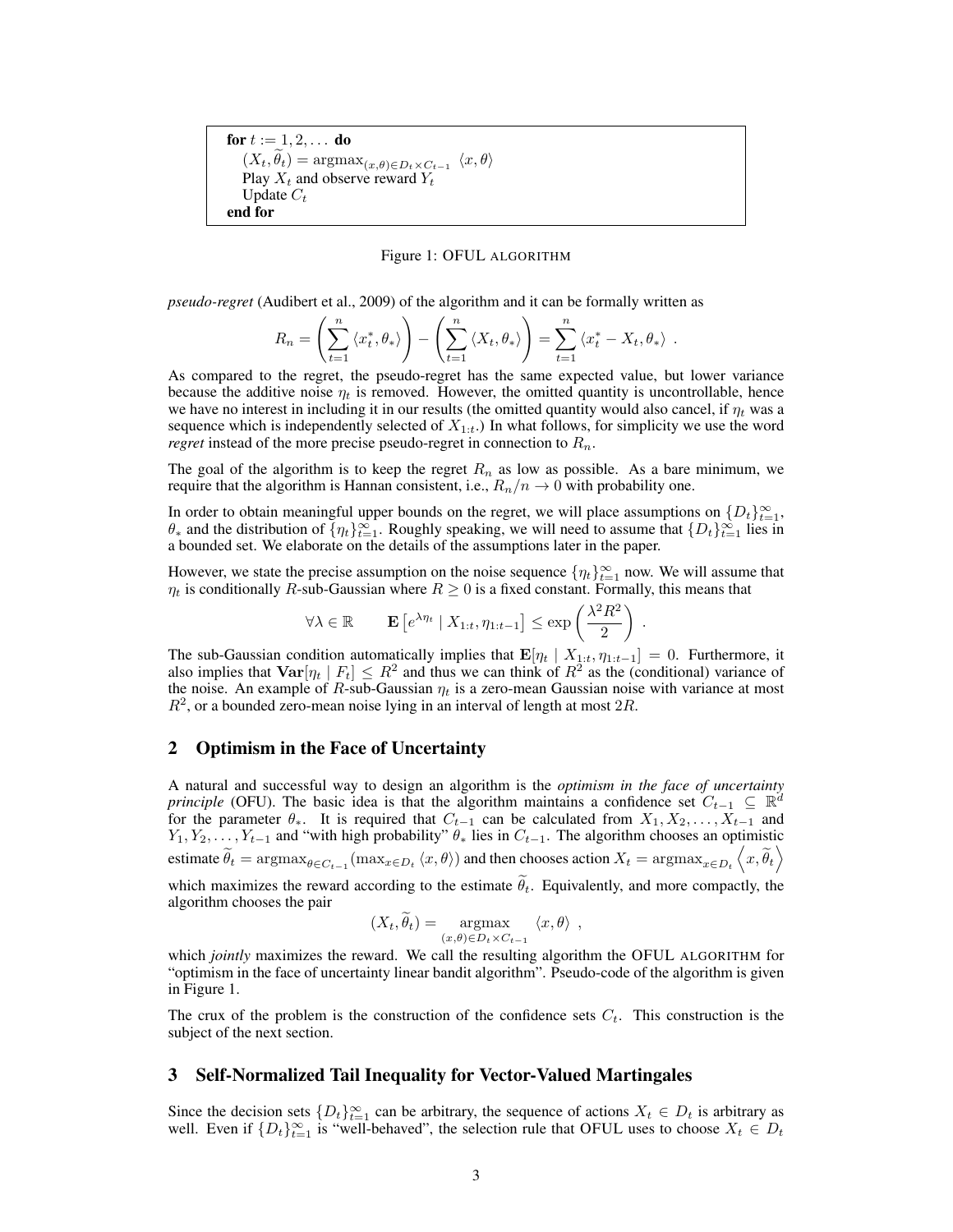```
for t := 1, 2, ... do
    (X_t, θ̃_t) = argmax_{(x,θ)∈D_t×C_{t-1}} ⟨x, θ⟩
    Play X_t and observe reward Y_t
    Update C_t
end for
```

Figure 1: OFUL ALGORITHM

*pseudo-regret* (Audibert et al., 2009) of the algorithm and it can be formally written as

$$R_n = \left( \sum_{t=1}^{n} \langle x_t^*, \theta_* \rangle \right) - \left( \sum_{t=1}^{n} \langle X_t, \theta_* \rangle \right) = \sum_{t=1}^{n} \langle x_t^* - X_t, \theta_* \rangle \ .$$

As compared to the regret, the pseudo-regret has the same expected value, but lower variance because the additive noise $\eta_t$ is removed. However, the omitted quantity is uncontrollable, hence we have no interest in including it in our results (the omitted quantity would also cancel, if $\eta_t$ was a sequence which is independently selected of $X_{1:t}$.) In what follows, for simplicity we use the word *regret* instead of the more precise pseudo-regret in connection to $R_n$.

The goal of the algorithm is to keep the regret $R_n$ as low as possible. As a bare minimum, we require that the algorithm is Hannan consistent, i.e., $R_n/n \to 0$ with probability one.

In order to obtain meaningful upper bounds on the regret, we will place assumptions on $\{D_t\}_{t=1}^{\infty}$, $\theta_*$ and the distribution of $\{\eta_t\}_{t=1}^{\infty}$. Roughly speaking, we will need to assume that $\{D_t\}_{t=1}^{\infty}$ lies in a bounded set. We elaborate on the details of the assumptions later in the paper.

However, we state the precise assumption on the noise sequence $\{\eta_t\}_{t=1}^{\infty}$ now. We will assume that $\eta_t$ is conditionally $R$-sub-Gaussian where $R \geq 0$ is a fixed constant. Formally, this means that

$$\forall \lambda \in \mathbb{R} \qquad \mathbf{E}\left[ e^{\lambda \eta_t} \mid X_{1:t}, \eta_{1:t-1} \right] \leq \exp\left( \frac{\lambda^2 R^2}{2} \right) \ .$$

The sub-Gaussian condition automatically implies that $\mathbf{E}[\eta_t \mid X_{1:t}, \eta_{1:t-1}] = 0$. Furthermore, it also implies that $\mathbf{Var}[\eta_t \mid F_t] \leq R^2$ and thus we can think of $R^2$ as the (conditional) variance of the noise. An example of $R$-sub-Gaussian $\eta_t$ is a zero-mean Gaussian noise with variance at most $R^2$, or a bounded zero-mean noise lying in an interval of length at most $2R$.

## 2 Optimism in the Face of Uncertainty

A natural and successful way to design an algorithm is the *optimism in the face of uncertainty principle* (OFU). The basic idea is that the algorithm maintains a confidence set $C_{t-1} \subseteq \mathbb{R}^d$ for the parameter $\theta_*$. It is required that $C_{t-1}$ can be calculated from $X_1, X_2, \ldots, X_{t-1}$ and $Y_1, Y_2, \ldots, Y_{t-1}$ and "with high probability" $\theta_*$ lies in $C_{t-1}$. The algorithm chooses an optimistic estimate $\widetilde{\theta}_t = \mathrm{argmax}_{\theta \in C_{t-1}} (\max_{x \in D_t} \langle x, \theta \rangle)$ and then chooses action $X_t = \mathrm{argmax}_{x \in D_t} \left\langle x, \widetilde{\theta}_t \right\rangle$ which maximizes the reward according to the estimate $\widetilde{\theta}_t$. Equivalently, and more compactly, the algorithm chooses the pair

$$(X_t, \widetilde{\theta}_t) = \underset{(x,\theta) \in D_t \times C_{t-1}}{\mathrm{argmax}} \ \langle x, \theta \rangle \ ,$$

which *jointly* maximizes the reward. We call the resulting algorithm the OFUL ALGORITHM for "optimism in the face of uncertainty linear bandit algorithm". Pseudo-code of the algorithm is given in Figure 1.

The crux of the problem is the construction of the confidence sets $C_t$. This construction is the subject of the next section.

## 3 Self-Normalized Tail Inequality for Vector-Valued Martingales

Since the decision sets $\{D_t\}_{t=1}^{\infty}$ can be arbitrary, the sequence of actions $X_t \in D_t$ is arbitrary as well. Even if $\{D_t\}_{t=1}^{\infty}$ is "well-behaved", the selection rule that OFUL uses to choose $X_t \in D_t$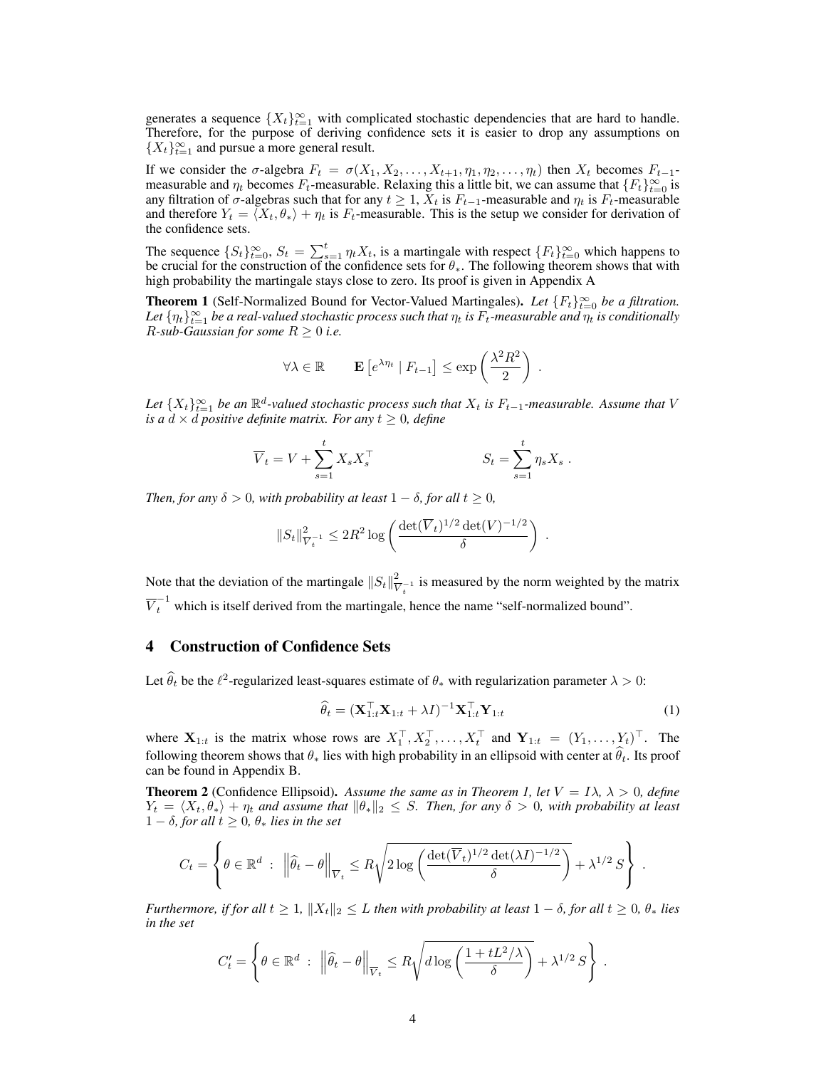generates a sequence $\{X_t\}_{t=1}^{\infty}$ with complicated stochastic dependencies that are hard to handle. Therefore, for the purpose of deriving confidence sets it is easier to drop any assumptions on $\{X_t\}_{t=1}^{\infty}$ and pursue a more general result.

If we consider the $\sigma$-algebra $F_t = \sigma(X_1, X_2, \ldots, X_{t+1}, \eta_1, \eta_2, \ldots, \eta_t)$ then $X_t$ becomes $F_{t-1}$-measurable and $\eta_t$ becomes $F_t$-measurable. Relaxing this a little bit, we can assume that $\{F_t\}_{t=0}^{\infty}$ is any filtration of $\sigma$-algebras such that for any $t \geq 1$, $X_t$ is $F_{t-1}$-measurable and $\eta_t$ is $F_t$-measurable and therefore $Y_t = \langle X_t, \theta_* \rangle + \eta_t$ is $F_t$-measurable. This is the setup we consider for derivation of the confidence sets.

The sequence $\{S_t\}_{t=0}^{\infty}$, $S_t = \sum_{s=1}^{t} \eta_t X_t$, is a martingale with respect $\{F_t\}_{t=0}^{\infty}$ which happens to be crucial for the construction of the confidence sets for $\theta_*$. The following theorem shows that with high probability the martingale stays close to zero. Its proof is given in Appendix A

**Theorem 1** (Self-Normalized Bound for Vector-Valued Martingales). *Let $\{F_t\}_{t=0}^{\infty}$ be a filtration. Let $\{\eta_t\}_{t=1}^{\infty}$ be a real-valued stochastic process such that $\eta_t$ is $F_t$-measurable and $\eta_t$ is conditionally $R$-sub-Gaussian for some $R \geq 0$ i.e.*

$$\forall \lambda \in \mathbb{R} \qquad \mathbf{E}\left[e^{\lambda \eta_t} \mid F_{t-1}\right] \leq \exp\left(\frac{\lambda^2 R^2}{2}\right) .$$

*Let $\{X_t\}_{t=1}^{\infty}$ be an $\mathbb{R}^d$-valued stochastic process such that $X_t$ is $F_{t-1}$-measurable. Assume that $V$ is a $d \times d$ positive definite matrix. For any $t \geq 0$, define*

$$\overline{V}_t = V + \sum_{s=1}^{t} X_s X_s^\top \qquad\qquad S_t = \sum_{s=1}^{t} \eta_s X_s .$$

*Then, for any $\delta > 0$, with probability at least $1 - \delta$, for all $t \geq 0$,*

$$\|S_t\|^2_{\overline{V}_t^{-1}} \leq 2R^2 \log\left(\frac{\det(\overline{V}_t)^{1/2} \det(V)^{-1/2}}{\delta}\right) .$$

Note that the deviation of the martingale $\|S_t\|^2_{\overline{V}_t^{-1}}$ is measured by the norm weighted by the matrix $\overline{V}_t^{-1}$ which is itself derived from the martingale, hence the name "self-normalized bound".

## 4 Construction of Confidence Sets

Let $\widehat{\theta}_t$ be the $\ell^2$-regularized least-squares estimate of $\theta_*$ with regularization parameter $\lambda > 0$:

$$\widehat{\theta}_t = (\mathbf{X}_{1:t}^\top \mathbf{X}_{1:t} + \lambda I)^{-1} \mathbf{X}_{1:t}^\top \mathbf{Y}_{1:t} \tag{1}$$

where $\mathbf{X}_{1:t}$ is the matrix whose rows are $X_1^\top, X_2^\top, \ldots, X_t^\top$ and $\mathbf{Y}_{1:t} = (Y_1, \ldots, Y_t)^\top$. The following theorem shows that $\theta_*$ lies with high probability in an ellipsoid with center at $\widehat{\theta}_t$. Its proof can be found in Appendix B.

**Theorem 2** (Confidence Ellipsoid). *Assume the same as in Theorem 1, let $V = I\lambda$, $\lambda > 0$, define $Y_t = \langle X_t, \theta_* \rangle + \eta_t$ and assume that $\|\theta_*\|_2 \leq S$. Then, for any $\delta > 0$, with probability at least $1 - \delta$, for all $t \geq 0$, $\theta_*$ lies in the set*

$$C_t = \left\{ \theta \in \mathbb{R}^d \ : \ \left\|\widehat{\theta}_t - \theta\right\|_{\overline{V}_t} \leq R\sqrt{2 \log\left(\frac{\det(\overline{V}_t)^{1/2} \det(\lambda I)^{-1/2}}{\delta}\right)} + \lambda^{1/2}\, S \right\} .$$

*Furthermore, if for all $t \geq 1$, $\|X_t\|_2 \leq L$ then with probability at least $1 - \delta$, for all $t \geq 0$, $\theta_*$ lies in the set*

$$C'_t = \left\{ \theta \in \mathbb{R}^d \ : \ \left\|\widehat{\theta}_t - \theta\right\|_{\overline{V}_t} \leq R\sqrt{d \log\left(\frac{1 + tL^2/\lambda}{\delta}\right)} + \lambda^{1/2}\, S \right\} .$$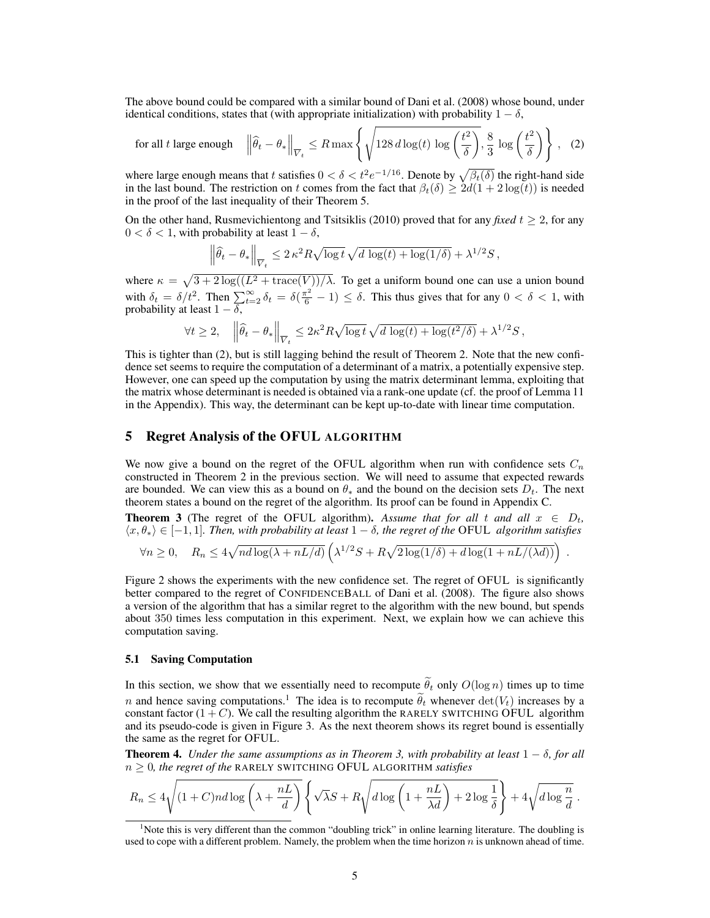The above bound could be compared with a similar bound of Dani et al. (2008) whose bound, under identical conditions, states that (with appropriate initialization) with probability $1-\delta$,

$$\text{for all } t \text{ large enough} \quad \left\| \widehat{\theta}_t - \theta_* \right\|_{\overline{V}_t} \leq R \max\left\{ \sqrt{128\, d \log(t)\, \log\left(\frac{t^2}{\delta}\right)}, \frac{8}{3} \log\left(\frac{t^2}{\delta}\right) \right\}, \quad (2)$$

where large enough means that $t$ satisfies $0 < \delta < t^2 e^{-1/16}$. Denote by $\sqrt{\beta_t(\delta)}$ the right-hand side in the last bound. The restriction on $t$ comes from the fact that $\beta_t(\delta) \geq 2d(1 + 2\log(t))$ is needed in the proof of the last inequality of their Theorem 5.

On the other hand, Rusmevichientong and Tsitsiklis (2010) proved that for any *fixed* $t \geq 2$, for any $0 < \delta < 1$, with probability at least $1 - \delta$,

$$\left\| \widehat{\theta}_t - \theta_* \right\|_{\overline{V}_t} \leq 2\,\kappa^2 R \sqrt{\log t}\, \sqrt{d\, \log(t) + \log(1/\delta)} + \lambda^{1/2} S\,,$$

where $\kappa = \sqrt{3 + 2\log((L^2 + \operatorname{trace}(V))/\lambda}$. To get a uniform bound one can use a union bound with $\delta_t = \delta/t^2$. Then $\sum_{t=2}^{\infty} \delta_t = \delta(\frac{\pi^2}{6} - 1) \leq \delta$. This thus gives that for any $0 < \delta < 1$, with probability at least $1 - \delta$,

$$\forall t \geq 2, \quad \left\| \widehat{\theta}_t - \theta_* \right\|_{\overline{V}_t} \leq 2\kappa^2 R \sqrt{\log t}\, \sqrt{d\, \log(t) + \log(t^2/\delta)} + \lambda^{1/2} S\,,$$

This is tighter than (2), but is still lagging behind the result of Theorem 2. Note that the new confidence set seems to require the computation of a determinant of a matrix, a potentially expensive step. However, one can speed up the computation by using the matrix determinant lemma, exploiting that the matrix whose determinant is needed is obtained via a rank-one update (cf. the proof of Lemma 11 in the Appendix). This way, the determinant can be kept up-to-date with linear time computation.

## 5 Regret Analysis of the OFUL ALGORITHM

We now give a bound on the regret of the OFUL algorithm when run with confidence sets $C_n$ constructed in Theorem 2 in the previous section. We will need to assume that expected rewards are bounded. We can view this as a bound on $\theta_*$ and the bound on the decision sets $D_t$. The next theorem states a bound on the regret of the algorithm. Its proof can be found in Appendix C.

**Theorem 3** (The regret of the OFUL algorithm)**.** *Assume that for all $t$ and all $x \in D_t$, $\langle x, \theta_* \rangle \in [-1, 1]$. Then, with probability at least $1-\delta$, the regret of the* OFUL *algorithm satisfies*

$$\forall n \geq 0, \quad R_n \leq 4\sqrt{nd \log(\lambda + nL/d)} \left( \lambda^{1/2} S + R\sqrt{2\log(1/\delta) + d\log(1 + nL/(\lambda d))} \right) .$$

Figure 2 shows the experiments with the new confidence set. The regret of OFUL is significantly better compared to the regret of CONFIDENCEBALL of Dani et al. (2008). The figure also shows a version of the algorithm that has a similar regret to the algorithm with the new bound, but spends about 350 times less computation in this experiment. Next, we explain how we can achieve this computation saving.

### 5.1 Saving Computation

In this section, we show that we essentially need to recompute $\widetilde{\theta}_t$ only $O(\log n)$ times up to time $n$ and hence saving computations.[1] The idea is to recompute $\widetilde{\theta}_t$ whenever $\det(V_t)$ increases by a constant factor $(1 + C)$. We call the resulting algorithm the RARELY SWITCHING OFUL algorithm and its pseudo-code is given in Figure 3. As the next theorem shows its regret bound is essentially the same as the regret for OFUL.

**Theorem 4.** *Under the same assumptions as in Theorem 3, with probability at least $1-\delta$, for all $n \geq 0$, the regret of the* RARELY SWITCHING OFUL ALGORITHM *satisfies*

$$R_n \leq 4\sqrt{(1+C)nd\log\left(\lambda + \frac{nL}{d}\right)} \left\{ \sqrt{\lambda}S + R\sqrt{d\log\left(1 + \frac{nL}{\lambda d}\right) + 2\log\frac{1}{\delta}} \right\} + 4\sqrt{d\log\frac{n}{d}} \,.$$

[1] Note this is very different than the common "doubling trick" in online learning literature. The doubling is used to cope with a different problem. Namely, the problem when the time horizon $n$ is unknown ahead of time.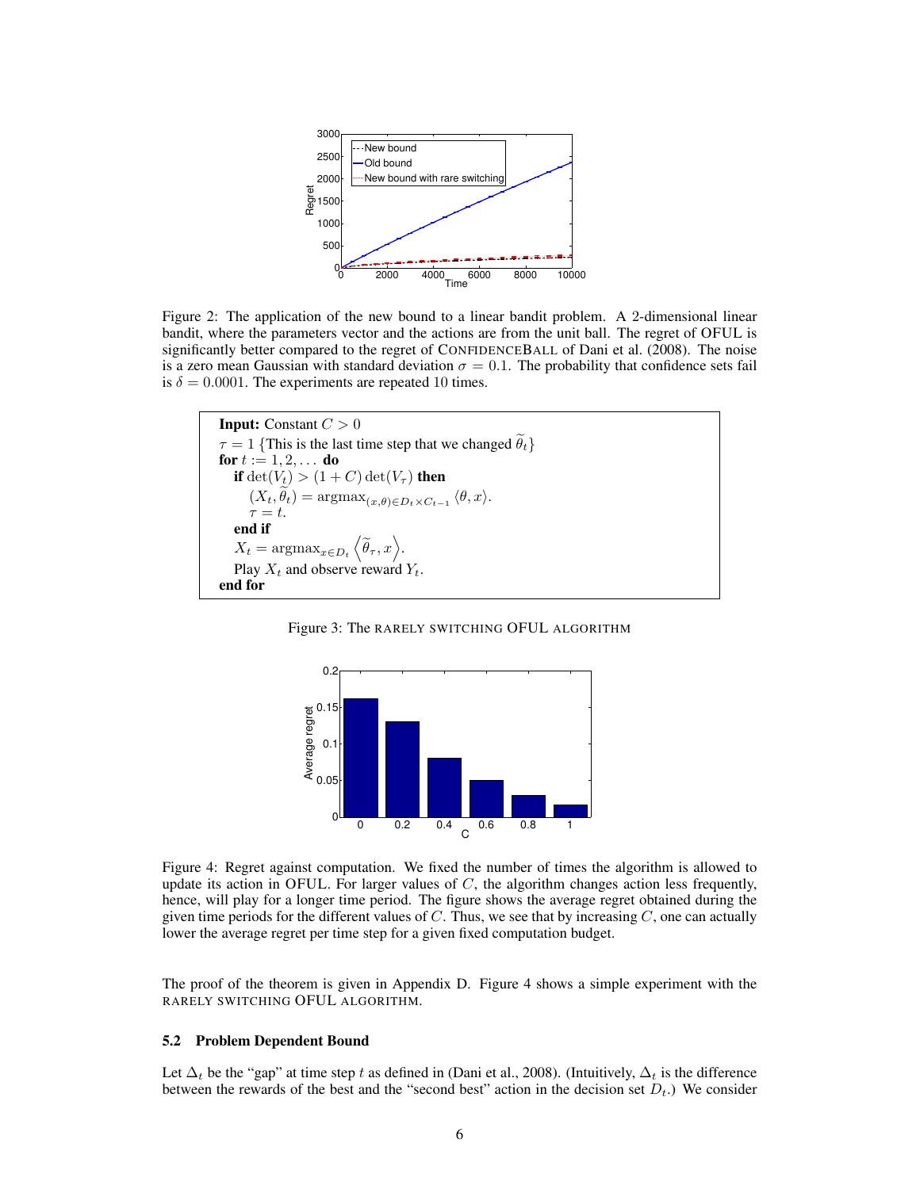Figure 2: The application of the new bound to a linear bandit problem. A 2-dimensional linear bandit, where the parameters vector and the actions are from the unit ball. The regret of OFUL is significantly better compared to the regret of CONFIDENCEBALL of Dani et al. (2008). The noise is a zero mean Gaussian with standard deviation $\sigma = 0.1$. The probability that confidence sets fail is $\delta = 0.0001$. The experiments are repeated 10 times.

```
Input: Constant C > 0
τ = 1 {This is the last time step that we changed θ̃_t}
for t := 1, 2, ... do
   if det(V_t) > (1 + C) det(V_τ) then
      (X_t, θ̃_t) = argmax_{(x,θ) ∈ D_t × C_{t−1}} ⟨θ, x⟩.
      τ = t.
   end if
   X_t = argmax_{x ∈ D_t} ⟨θ̃_τ, x⟩.
   Play X_t and observe reward Y_t.
end for
```

Figure 3: The RARELY SWITCHING OFUL ALGORITHM

Figure 4: Regret against computation. We fixed the number of times the algorithm is allowed to update its action in OFUL. For larger values of $C$, the algorithm changes action less frequently, hence, will play for a longer time period. The figure shows the average regret obtained during the given time periods for the different values of $C$. Thus, we see that by increasing $C$, one can actually lower the average regret per time step for a given fixed computation budget.

The proof of the theorem is given in Appendix D. Figure 4 shows a simple experiment with the RARELY SWITCHING OFUL ALGORITHM.

### 5.2 Problem Dependent Bound

Let $\Delta_t$ be the "gap" at time step $t$ as defined in (Dani et al., 2008). (Intuitively, $\Delta_t$ is the difference between the rewards of the best and the "second best" action in the decision set $D_t$.) We consider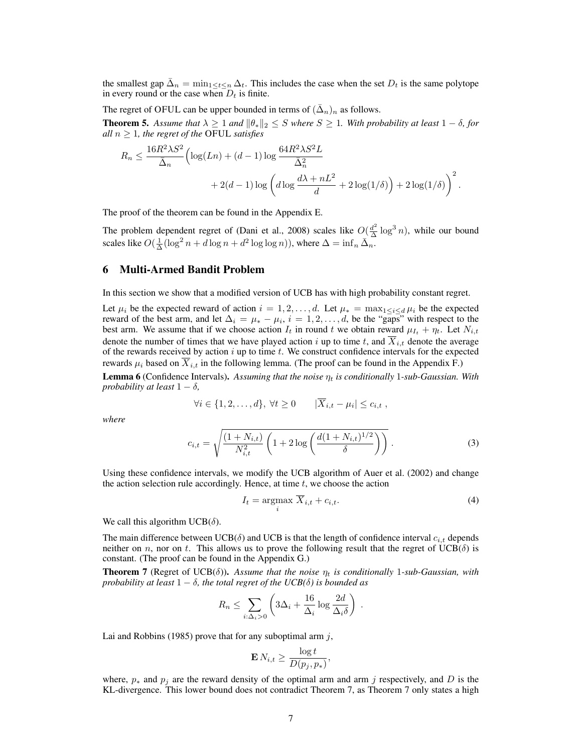the smallest gap $\bar{\Delta}_n = \min_{1 \le t \le n} \Delta_t$. This includes the case when the set $D_t$ is the same polytope in every round or the case when $D_t$ is finite.

The regret of OFUL can be upper bounded in terms of $(\bar{\Delta}_n)_n$ as follows.

**Theorem 5.** *Assume that $\lambda \ge 1$ and $\|\theta_*\|_2 \le S$ where $S \ge 1$. With probability at least $1 - \delta$, for all $n \ge 1$, the regret of the* OFUL *satisfies*

$$R_n \le \frac{16R^2\lambda S^2}{\bar{\Delta}_n}\Big(\log(Ln) + (d-1)\log\frac{64R^2\lambda S^2 L}{\bar{\Delta}_n^2} + 2(d-1)\log\left(d\log\frac{d\lambda + nL^2}{d} + 2\log(1/\delta)\right) + 2\log(1/\delta)\Big)^2 .$$

The proof of the theorem can be found in the Appendix E.

The problem dependent regret of (Dani et al., 2008) scales like $O(\frac{d^2}{\Delta}\log^3 n)$, while our bound scales like $O(\frac{1}{\Delta}(\log^2 n + d\log n + d^2\log\log n))$, where $\Delta = \inf_n \bar{\Delta}_n$.

## 6 Multi-Armed Bandit Problem

In this section we show that a modified version of UCB has with high probability constant regret.

Let $\mu_i$ be the expected reward of action $i = 1, 2, \ldots, d$. Let $\mu_* = \max_{1 \le i \le d} \mu_i$ be the expected reward of the best arm, and let $\Delta_i = \mu_* - \mu_i$, $i = 1, 2, \ldots, d$, be the "gaps" with respect to the best arm. We assume that if we choose action $I_t$ in round $t$ we obtain reward $\mu_{I_t} + \eta_t$. Let $N_{i,t}$ denote the number of times that we have played action $i$ up to time $t$, and $\overline{X}_{i,t}$ denote the average of the rewards received by action $i$ up to time $t$. We construct confidence intervals for the expected rewards $\mu_i$ based on $\overline{X}_{i,t}$ in the following lemma. (The proof can be found in the Appendix F.)

**Lemma 6** (Confidence Intervals)**.** *Assuming that the noise $\eta_t$ is conditionally 1-sub-Gaussian. With probability at least $1 - \delta$,*

$$\forall i \in \{1, 2, \ldots, d\},\ \forall t \ge 0 \qquad |\overline{X}_{i,t} - \mu_i| \le c_{i,t} ,$$

*where*

$$c_{i,t} = \sqrt{\frac{(1 + N_{i,t})}{N_{i,t}^2}\left(1 + 2\log\left(\frac{d(1 + N_{i,t})^{1/2}}{\delta}\right)\right)} . \tag{3}$$

Using these confidence intervals, we modify the UCB algorithm of Auer et al. (2002) and change the action selection rule accordingly. Hence, at time $t$, we choose the action

$$I_t = \operatorname*{argmax}_i \overline{X}_{i,t} + c_{i,t}. \tag{4}$$

We call this algorithm UCB($\delta$).

The main difference between UCB($\delta$) and UCB is that the length of confidence interval $c_{i,t}$ depends neither on $n$, nor on $t$. This allows us to prove the following result that the regret of UCB($\delta$) is constant. (The proof can be found in the Appendix G.)

**Theorem 7** (Regret of UCB($\delta$))**.** *Assume that the noise $\eta_t$ is conditionally 1-sub-Gaussian, with probability at least $1 - \delta$, the total regret of the UCB($\delta$) is bounded as*

$$R_n \le \sum_{i:\Delta_i > 0}\left(3\Delta_i + \frac{16}{\Delta_i}\log\frac{2d}{\Delta_i\delta}\right) .$$

Lai and Robbins (1985) prove that for any suboptimal arm $j$,

$$\mathbf{E}\, N_{i,t} \ge \frac{\log t}{D(p_j, p_*)},$$

where, $p_*$ and $p_j$ are the reward density of the optimal arm and arm $j$ respectively, and $D$ is the KL-divergence. This lower bound does not contradict Theorem 7, as Theorem 7 only states a high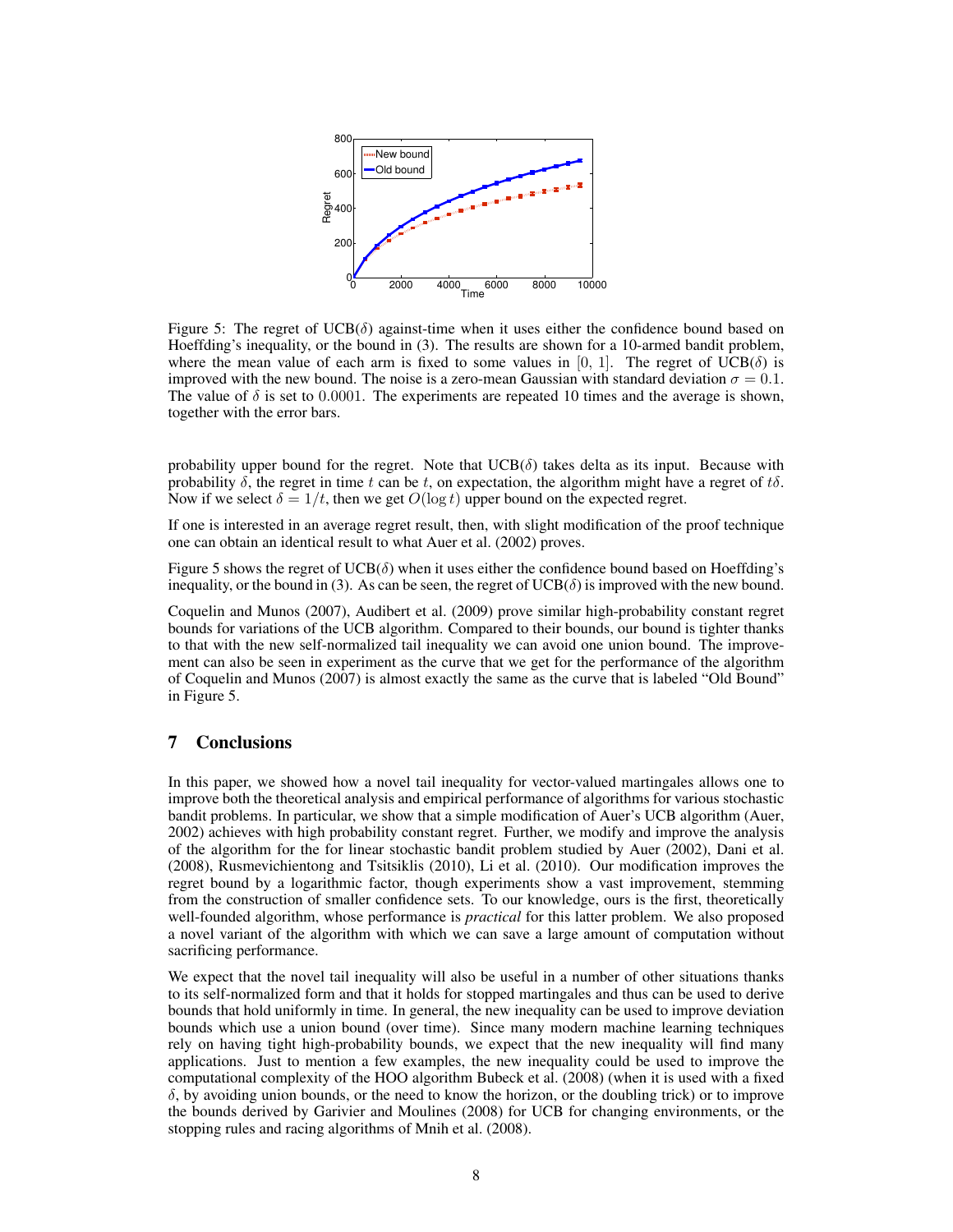Figure 5: The regret of UCB($\delta$) against-time when it uses either the confidence bound based on Hoeffding's inequality, or the bound in (3). The results are shown for a 10-armed bandit problem, where the mean value of each arm is fixed to some values in $[0, 1]$. The regret of UCB($\delta$) is improved with the new bound. The noise is a zero-mean Gaussian with standard deviation $\sigma = 0.1$. The value of $\delta$ is set to $0.0001$. The experiments are repeated 10 times and the average is shown, together with the error bars.

probability upper bound for the regret. Note that UCB($\delta$) takes delta as its input. Because with probability $\delta$, the regret in time $t$ can be $t$, on expectation, the algorithm might have a regret of $t\delta$. Now if we select $\delta = 1/t$, then we get $O(\log t)$ upper bound on the expected regret.

If one is interested in an average regret result, then, with slight modification of the proof technique one can obtain an identical result to what Auer et al. (2002) proves.

Figure 5 shows the regret of UCB($\delta$) when it uses either the confidence bound based on Hoeffding's inequality, or the bound in (3). As can be seen, the regret of UCB($\delta$) is improved with the new bound.

Coquelin and Munos (2007), Audibert et al. (2009) prove similar high-probability constant regret bounds for variations of the UCB algorithm. Compared to their bounds, our bound is tighter thanks to that with the new self-normalized tail inequality we can avoid one union bound. The improvement can also be seen in experiment as the curve that we get for the performance of the algorithm of Coquelin and Munos (2007) is almost exactly the same as the curve that is labeled "Old Bound" in Figure 5.

## 7 Conclusions

In this paper, we showed how a novel tail inequality for vector-valued martingales allows one to improve both the theoretical analysis and empirical performance of algorithms for various stochastic bandit problems. In particular, we show that a simple modification of Auer's UCB algorithm (Auer, 2002) achieves with high probability constant regret. Further, we modify and improve the analysis of the algorithm for the for linear stochastic bandit problem studied by Auer (2002), Dani et al. (2008), Rusmevichientong and Tsitsiklis (2010), Li et al. (2010). Our modification improves the regret bound by a logarithmic factor, though experiments show a vast improvement, stemming from the construction of smaller confidence sets. To our knowledge, ours is the first, theoretically well-founded algorithm, whose performance is *practical* for this latter problem. We also proposed a novel variant of the algorithm with which we can save a large amount of computation without sacrificing performance.

We expect that the novel tail inequality will also be useful in a number of other situations thanks to its self-normalized form and that it holds for stopped martingales and thus can be used to derive bounds that hold uniformly in time. In general, the new inequality can be used to improve deviation bounds which use a union bound (over time). Since many modern machine learning techniques rely on having tight high-probability bounds, we expect that the new inequality will find many applications. Just to mention a few examples, the new inequality could be used to improve the computational complexity of the HOO algorithm Bubeck et al. (2008) (when it is used with a fixed $\delta$, by avoiding union bounds, or the need to know the horizon, or the doubling trick) or to improve the bounds derived by Garivier and Moulines (2008) for UCB for changing environments, or the stopping rules and racing algorithms of Mnih et al. (2008).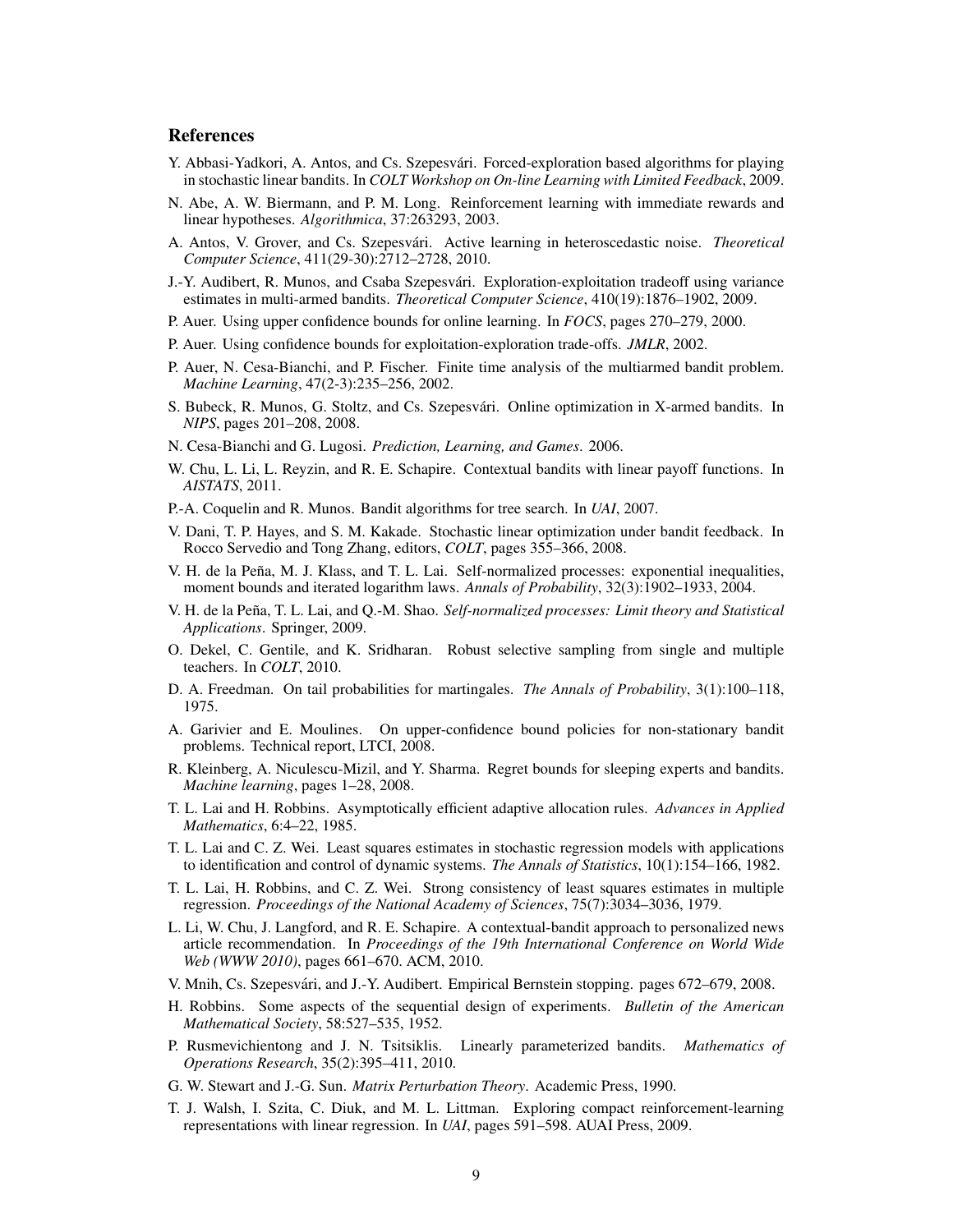## References

Y. Abbasi-Yadkori, A. Antos, and Cs. Szepesvári. Forced-exploration based algorithms for playing in stochastic linear bandits. In *COLT Workshop on On-line Learning with Limited Feedback*, 2009.

N. Abe, A. W. Biermann, and P. M. Long. Reinforcement learning with immediate rewards and linear hypotheses. *Algorithmica*, 37:263293, 2003.

A. Antos, V. Grover, and Cs. Szepesvári. Active learning in heteroscedastic noise. *Theoretical Computer Science*, 411(29-30):2712–2728, 2010.

J.-Y. Audibert, R. Munos, and Csaba Szepesvári. Exploration-exploitation tradeoff using variance estimates in multi-armed bandits. *Theoretical Computer Science*, 410(19):1876–1902, 2009.

P. Auer. Using upper confidence bounds for online learning. In *FOCS*, pages 270–279, 2000.

P. Auer. Using confidence bounds for exploitation-exploration trade-offs. *JMLR*, 2002.

P. Auer, N. Cesa-Bianchi, and P. Fischer. Finite time analysis of the multiarmed bandit problem. *Machine Learning*, 47(2-3):235–256, 2002.

S. Bubeck, R. Munos, G. Stoltz, and Cs. Szepesvári. Online optimization in X-armed bandits. In *NIPS*, pages 201–208, 2008.

N. Cesa-Bianchi and G. Lugosi. *Prediction, Learning, and Games*. 2006.

W. Chu, L. Li, L. Reyzin, and R. E. Schapire. Contextual bandits with linear payoff functions. In *AISTATS*, 2011.

P.-A. Coquelin and R. Munos. Bandit algorithms for tree search. In *UAI*, 2007.

V. Dani, T. P. Hayes, and S. M. Kakade. Stochastic linear optimization under bandit feedback. In Rocco Servedio and Tong Zhang, editors, *COLT*, pages 355–366, 2008.

V. H. de la Peña, M. J. Klass, and T. L. Lai. Self-normalized processes: exponential inequalities, moment bounds and iterated logarithm laws. *Annals of Probability*, 32(3):1902–1933, 2004.

V. H. de la Peña, T. L. Lai, and Q.-M. Shao. *Self-normalized processes: Limit theory and Statistical Applications*. Springer, 2009.

O. Dekel, C. Gentile, and K. Sridharan. Robust selective sampling from single and multiple teachers. In *COLT*, 2010.

D. A. Freedman. On tail probabilities for martingales. *The Annals of Probability*, 3(1):100–118, 1975.

A. Garivier and E. Moulines. On upper-confidence bound policies for non-stationary bandit problems. Technical report, LTCI, 2008.

R. Kleinberg, A. Niculescu-Mizil, and Y. Sharma. Regret bounds for sleeping experts and bandits. *Machine learning*, pages 1–28, 2008.

T. L. Lai and H. Robbins. Asymptotically efficient adaptive allocation rules. *Advances in Applied Mathematics*, 6:4–22, 1985.

T. L. Lai and C. Z. Wei. Least squares estimates in stochastic regression models with applications to identification and control of dynamic systems. *The Annals of Statistics*, 10(1):154–166, 1982.

T. L. Lai, H. Robbins, and C. Z. Wei. Strong consistency of least squares estimates in multiple regression. *Proceedings of the National Academy of Sciences*, 75(7):3034–3036, 1979.

L. Li, W. Chu, J. Langford, and R. E. Schapire. A contextual-bandit approach to personalized news article recommendation. In *Proceedings of the 19th International Conference on World Wide Web (WWW 2010)*, pages 661–670. ACM, 2010.

V. Mnih, Cs. Szepesvári, and J.-Y. Audibert. Empirical Bernstein stopping. pages 672–679, 2008.

H. Robbins. Some aspects of the sequential design of experiments. *Bulletin of the American Mathematical Society*, 58:527–535, 1952.

P. Rusmevichientong and J. N. Tsitsiklis. Linearly parameterized bandits. *Mathematics of Operations Research*, 35(2):395–411, 2010.

G. W. Stewart and J.-G. Sun. *Matrix Perturbation Theory*. Academic Press, 1990.

T. J. Walsh, I. Szita, C. Diuk, and M. L. Littman. Exploring compact reinforcement-learning representations with linear regression. In *UAI*, pages 591–598. AUAI Press, 2009.